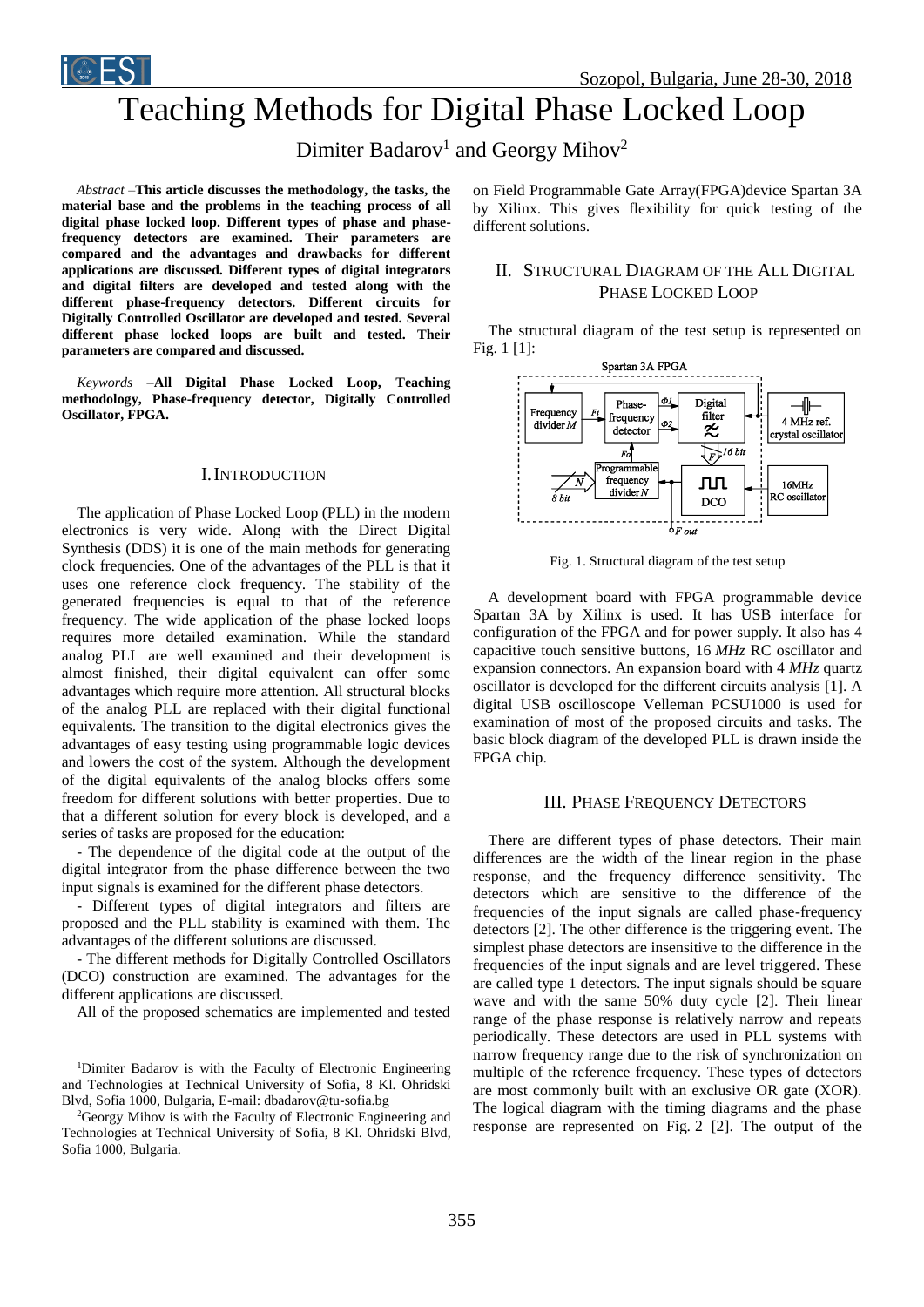# Teaching Methods for Digital Phase Locked Loop

Dimiter Badarov[1] and Georgy Mihov[2]

*Abstract* –**This article discusses the methodology, the tasks, the material base and the problems in the teaching process of all digital phase locked loop. Different types of phase and phase-frequency detectors are examined. Their parameters are compared and the advantages and drawbacks for different applications are discussed. Different types of digital integrators and digital filters are developed and tested along with the different phase-frequency detectors. Different circuits for Digitally Controlled Oscillator are developed and tested. Several different phase locked loops are built and tested. Their parameters are compared and discussed.**

*Keywords* –**All Digital Phase Locked Loop, Teaching methodology, Phase-frequency detector, Digitally Controlled Oscillator, FPGA.**

## I. Introduction

The application of Phase Locked Loop (PLL) in the modern electronics is very wide. Along with the Direct Digital Synthesis (DDS) it is one of the main methods for generating clock frequencies. One of the advantages of the PLL is that it uses one reference clock frequency. The stability of the generated frequencies is equal to that of the reference frequency. The wide application of the phase locked loops requires more detailed examination. While the standard analog PLL are well examined and their development is almost finished, their digital equivalent can offer some advantages which require more attention. All structural blocks of the analog PLL are replaced with their digital functional equivalents. The transition to the digital electronics gives the advantages of easy testing using programmable logic devices and lowers the cost of the system. Although the development of the digital equivalents of the analog blocks offers some freedom for different solutions with better properties. Due to that a different solution for every block is developed, and a series of tasks are proposed for the education:

- The dependence of the digital code at the output of the digital integrator from the phase difference between the two input signals is examined for the different phase detectors.

- Different types of digital integrators and filters are proposed and the PLL stability is examined with them. The advantages of the different solutions are discussed.

- The different methods for Digitally Controlled Oscillators (DCO) construction are examined. The advantages for the different applications are discussed.

All of the proposed schematics are implemented and tested on Field Programmable Gate Array(FPGA)device Spartan 3A by Xilinx. This gives flexibility for quick testing of the different solutions.

[1]Dimiter Badarov is with the Faculty of Electronic Engineering and Technologies at Technical University of Sofia, 8 Kl. Ohridski Blvd, Sofia 1000, Bulgaria, E-mail: dbadarov@tu-sofia.bg

[2]Georgy Mihov is with the Faculty of Electronic Engineering and Technologies at Technical University of Sofia, 8 Kl. Ohridski Blvd, Sofia 1000, Bulgaria.

## II. Structural Diagram of the All Digital Phase Locked Loop

The structural diagram of the test setup is represented on Fig. 1 [1]:

Fig. 1. Structural diagram of the test setup

A development board with FPGA programmable device Spartan 3A by Xilinx is used. It has USB interface for configuration of the FPGA and for power supply. It also has 4 capacitive touch sensitive buttons, 16 *MHz* RC oscillator and expansion connectors. An expansion board with 4 *MHz* quartz oscillator is developed for the different circuits analysis [1]. A digital USB oscilloscope Velleman PCSU1000 is used for examination of most of the proposed circuits and tasks. The basic block diagram of the developed PLL is drawn inside the FPGA chip.

## III. Phase Frequency Detectors

There are different types of phase detectors. Their main differences are the width of the linear region in the phase response, and the frequency difference sensitivity. The detectors which are sensitive to the difference of the frequencies of the input signals are called phase-frequency detectors [2]. The other difference is the triggering event. The simplest phase detectors are insensitive to the difference in the frequencies of the input signals and are level triggered. These are called type 1 detectors. The input signals should be square wave and with the same 50% duty cycle [2]. Their linear range of the phase response is relatively narrow and repeats periodically. These detectors are used in PLL systems with narrow frequency range due to the risk of synchronization on multiple of the reference frequency. These types of detectors are most commonly built with an exclusive OR gate (XOR). The logical diagram with the timing diagrams and the phase response are represented on Fig. 2 [2]. The output of the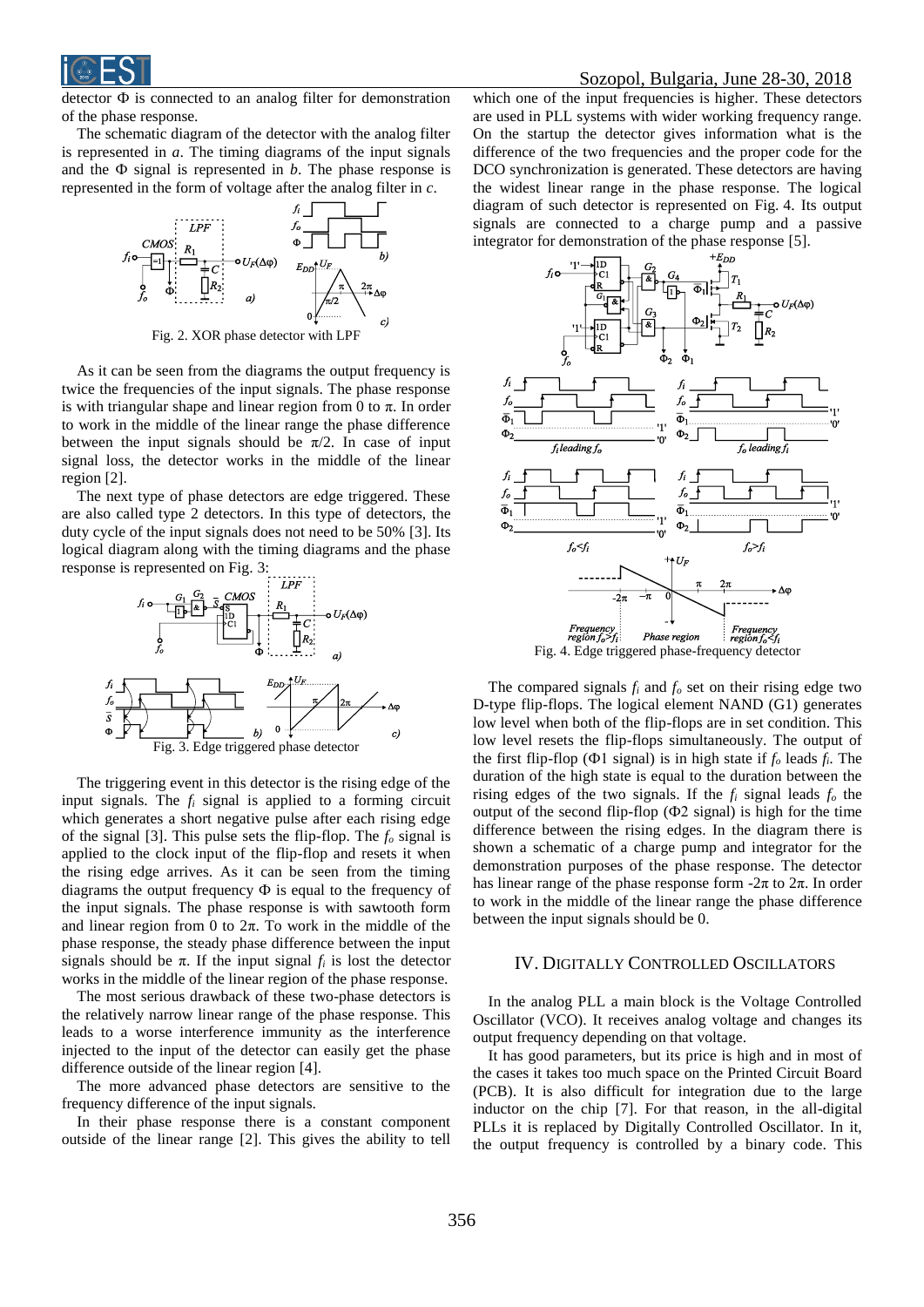detector Φ is connected to an analog filter for demonstration of the phase response.

The schematic diagram of the detector with the analog filter is represented in *a*. The timing diagrams of the input signals and the Φ signal is represented in *b*. The phase response is represented in the form of voltage after the analog filter in *c*.

Fig. 2. XOR phase detector with LPF

As it can be seen from the diagrams the output frequency is twice the frequencies of the input signals. The phase response is with triangular shape and linear region from 0 to π. In order to work in the middle of the linear range the phase difference between the input signals should be π/2. In case of input signal loss, the detector works in the middle of the linear region [2].

The next type of phase detectors are edge triggered. These are also called type 2 detectors. In this type of detectors, the duty cycle of the input signals does not need to be 50% [3]. Its logical diagram along with the timing diagrams and the phase response is represented on Fig. 3:

Fig. 3. Edge triggered phase detector

The triggering event in this detector is the rising edge of the input signals. The $f_i$ signal is applied to a forming circuit which generates a short negative pulse after each rising edge of the signal [3]. This pulse sets the flip-flop. The $f_o$ signal is applied to the clock input of the flip-flop and resets it when the rising edge arrives. As it can be seen from the timing diagrams the output frequency Φ is equal to the frequency of the input signals. The phase response is with sawtooth form and linear region from 0 to 2π. To work in the middle of the phase response, the steady phase difference between the input signals should be π. If the input signal $f_i$ is lost the detector works in the middle of the linear region of the phase response.

The most serious drawback of these two-phase detectors is the relatively narrow linear range of the phase response. This leads to a worse interference immunity as the interference injected to the input of the detector can easily get the phase difference outside of the linear region [4].

The more advanced phase detectors are sensitive to the frequency difference of the input signals.

In their phase response there is a constant component outside of the linear range [2]. This gives the ability to tell which one of the input frequencies is higher. These detectors are used in PLL systems with wider working frequency range. On the startup the detector gives information what is the difference of the two frequencies and the proper code for the DCO synchronization is generated. These detectors are having the widest linear range in the phase response. The logical diagram of such detector is represented on Fig. 4. Its output signals are connected to a charge pump and a passive integrator for demonstration of the phase response [5].

Fig. 4. Edge triggered phase-frequency detector

The compared signals $f_i$ and $f_o$ set on their rising edge two D-type flip-flops. The logical element NAND (G1) generates low level when both of the flip-flops are in set condition. This low level resets the flip-flops simultaneously. The output of the first flip-flop (Φ1 signal) is in high state if $f_o$ leads $f_i$. The duration of the high state is equal to the duration between the rising edges of the two signals. If the $f_i$ signal leads $f_o$ the output of the second flip-flop (Φ2 signal) is high for the time difference between the rising edges. In the diagram there is shown a schematic of a charge pump and integrator for the demonstration purposes of the phase response. The detector has linear range of the phase response form -2π to 2π. In order to work in the middle of the linear range the phase difference between the input signals should be 0.

## IV. Digitally Controlled Oscillators

In the analog PLL a main block is the Voltage Controlled Oscillator (VCO). It receives analog voltage and changes its output frequency depending on that voltage.

It has good parameters, but its price is high and in most of the cases it takes too much space on the Printed Circuit Board (PCB). It is also difficult for integration due to the large inductor on the chip [7]. For that reason, in the all-digital PLLs it is replaced by Digitally Controlled Oscillator. In it, the output frequency is controlled by a binary code. This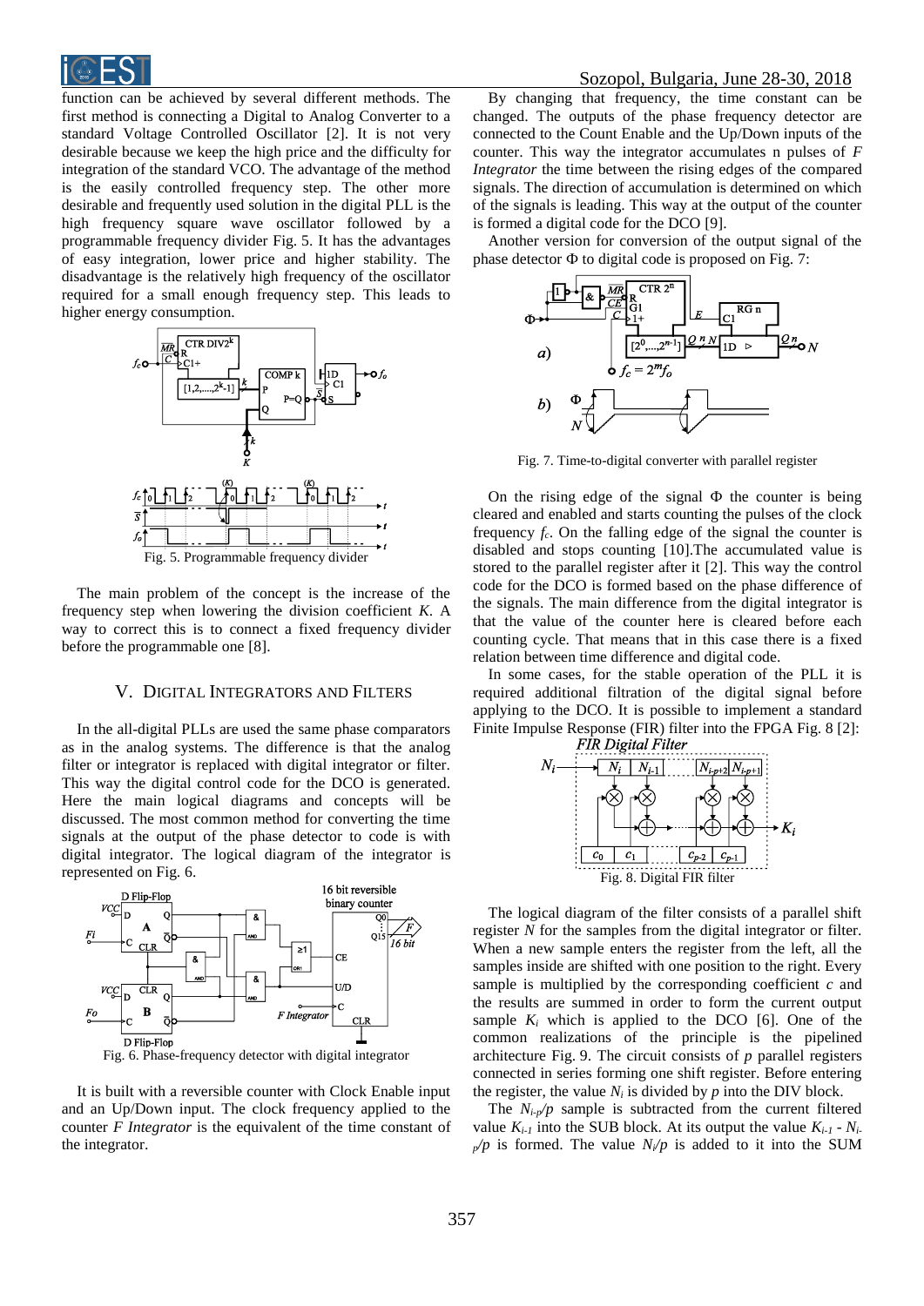function can be achieved by several different methods. The first method is connecting a Digital to Analog Converter to a standard Voltage Controlled Oscillator [2]. It is not very desirable because we keep the high price and the difficulty for integration of the standard VCO. The advantage of the method is the easily controlled frequency step. The other more desirable and frequently used solution in the digital PLL is the high frequency square wave oscillator followed by a programmable frequency divider Fig. 5. It has the advantages of easy integration, lower price and higher stability. The disadvantage is the relatively high frequency of the oscillator required for a small enough frequency step. This leads to higher energy consumption.

Fig. 5. Programmable frequency divider

The main problem of the concept is the increase of the frequency step when lowering the division coefficient *K*. A way to correct this is to connect a fixed frequency divider before the programmable one [8].

## V. Digital Integrators and Filters

In the all-digital PLLs are used the same phase comparators as in the analog systems. The difference is that the analog filter or integrator is replaced with digital integrator or filter. This way the digital control code for the DCO is generated. Here the main logical diagrams and concepts will be discussed. The most common method for converting the time signals at the output of the phase detector to code is with digital integrator. The logical diagram of the integrator is represented on Fig. 6.

Fig. 6. Phase-frequency detector with digital integrator

It is built with a reversible counter with Clock Enable input and an Up/Down input. The clock frequency applied to the counter *F Integrator* is the equivalent of the time constant of the integrator. By changing that frequency, the time constant can be changed. The outputs of the phase frequency detector are connected to the Count Enable and the Up/Down inputs of the counter. This way the integrator accumulates n pulses of *F Integrator* the time between the rising edges of the compared signals. The direction of accumulation is determined on which of the signals is leading. This way at the output of the counter is formed a digital code for the DCO [9].

Another version for conversion of the output signal of the phase detector Φ to digital code is proposed on Fig. 7:

Fig. 7. Time-to-digital converter with parallel register

On the rising edge of the signal Φ the counter is being cleared and enabled and starts counting the pulses of the clock frequency $f_c$. On the falling edge of the signal the counter is disabled and stops counting [10].The accumulated value is stored to the parallel register after it [2]. This way the control code for the DCO is formed based on the phase difference of the signals. The main difference from the digital integrator is that the value of the counter here is cleared before each counting cycle. That means that in this case there is a fixed relation between time difference and digital code.

In some cases, for the stable operation of the PLL it is required additional filtration of the digital signal before applying to the DCO. It is possible to implement a standard Finite Impulse Response (FIR) filter into the FPGA Fig. 8 [2]:

Fig. 8. Digital FIR filter

The logical diagram of the filter consists of a parallel shift register *N* for the samples from the digital integrator or filter. When a new sample enters the register from the left, all the samples inside are shifted with one position to the right. Every sample is multiplied by the corresponding coefficient *c* and the results are summed in order to form the current output sample $K_i$ which is applied to the DCO [6]. One of the common realizations of the principle is the pipelined architecture Fig. 9. The circuit consists of *p* parallel registers connected in series forming one shift register. Before entering the register, the value $N_i$ is divided by *p* into the DIV block.

The $N_{i-p}/p$ sample is subtracted from the current filtered value $K_{i-1}$ into the SUB block. At its output the value $K_{i-1} - N_{i-p}/p$ is formed. The value $N_i/p$ is added to it into the SUM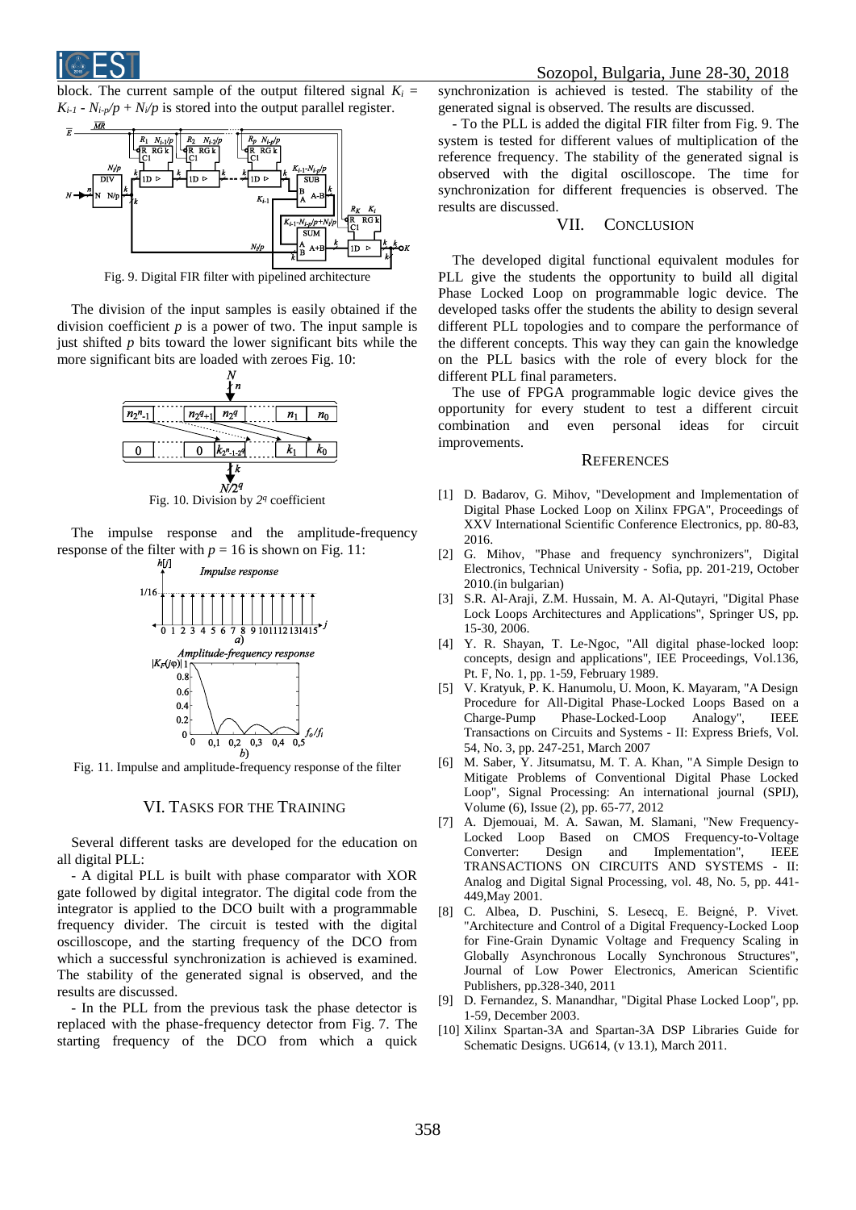block. The current sample of the output filtered signal $K_i = K_{i-1} - N_{i-p}/p + N_i/p$ is stored into the output parallel register.

Fig. 9. Digital FIR filter with pipelined architecture

The division of the input samples is easily obtained if the division coefficient $p$ is a power of two. The input sample is just shifted $p$ bits toward the lower significant bits while the more significant bits are loaded with zeroes Fig. 10:

Fig. 10. Division by $2^q$ coefficient

The impulse response and the amplitude-frequency response of the filter with $p = 16$ is shown on Fig. 11:

Fig. 11. Impulse and amplitude-frequency response of the filter

## VI. Tasks for the Training

Several different tasks are developed for the education on all digital PLL:

- A digital PLL is built with phase comparator with XOR gate followed by digital integrator. The digital code from the integrator is applied to the DCO built with a programmable frequency divider. The circuit is tested with the digital oscilloscope, and the starting frequency of the DCO from which a successful synchronization is achieved is examined. The stability of the generated signal is observed, and the results are discussed.

- In the PLL from the previous task the phase detector is replaced with the phase-frequency detector from Fig. 7. The starting frequency of the DCO from which a quick synchronization is achieved is tested. The stability of the generated signal is observed. The results are discussed.

- To the PLL is added the digital FIR filter from Fig. 9. The system is tested for different values of multiplication of the reference frequency. The stability of the generated signal is observed with the digital oscilloscope. The time for synchronization for different frequencies is observed. The results are discussed.

## VII. Conclusion

The developed digital functional equivalent modules for PLL give the students the opportunity to build all digital Phase Locked Loop on programmable logic device. The developed tasks offer the students the ability to design several different PLL topologies and to compare the performance of the different concepts. This way they can gain the knowledge on the PLL basics with the role of every block for the different PLL final parameters.

The use of FPGA programmable logic device gives the opportunity for every student to test a different circuit combination and even personal ideas for circuit improvements.

## References

[1] D. Badarov, G. Mihov, "Development and Implementation of Digital Phase Locked Loop on Xilinx FPGA", Proceedings of XXV International Scientific Conference Electronics, pp. 80-83, 2016.

[2] G. Mihov, "Phase and frequency synchronizers", Digital Electronics, Technical University - Sofia, pp. 201-219, October 2010.(in bulgarian)

[3] S.R. Al-Araji, Z.M. Hussain, M. A. Al-Qutayri, "Digital Phase Lock Loops Architectures and Applications", Springer US, pp. 15-30, 2006.

[4] Y. R. Shayan, T. Le-Ngoc, "All digital phase-locked loop: concepts, design and applications", IEE Proceedings, Vol.136, Pt. F, No. 1, pp. 1-59, February 1989.

[5] V. Kratyuk, P. K. Hanumolu, U. Moon, K. Mayaram, "A Design Procedure for All-Digital Phase-Locked Loops Based on a Charge-Pump Phase-Locked-Loop Analogy", IEEE Transactions on Circuits and Systems - II: Express Briefs, Vol. 54, No. 3, pp. 247-251, March 2007

[6] M. Saber, Y. Jitsumatsu, M. T. A. Khan, "A Simple Design to Mitigate Problems of Conventional Digital Phase Locked Loop", Signal Processing: An international journal (SPIJ), Volume (6), Issue (2), pp. 65-77, 2012

[7] A. Djemouai, M. A. Sawan, M. Slamani, "New Frequency-Locked Loop Based on CMOS Frequency-to-Voltage Converter: Design and Implementation", IEEE TRANSACTIONS ON CIRCUITS AND SYSTEMS - II: Analog and Digital Signal Processing, vol. 48, No. 5, pp. 441-449,May 2001.

[8] C. Albea, D. Puschini, S. Lesecq, E. Beigné, P. Vivet. "Architecture and Control of a Digital Frequency-Locked Loop for Fine-Grain Dynamic Voltage and Frequency Scaling in Globally Asynchronous Locally Synchronous Structures", Journal of Low Power Electronics, American Scientific Publishers, pp.328-340, 2011

[9] D. Fernandez, S. Manandhar, "Digital Phase Locked Loop", pp. 1-59, December 2003.

[10] Xilinx Spartan-3A and Spartan-3A DSP Libraries Guide for Schematic Designs. UG614, (v 13.1), March 2011.